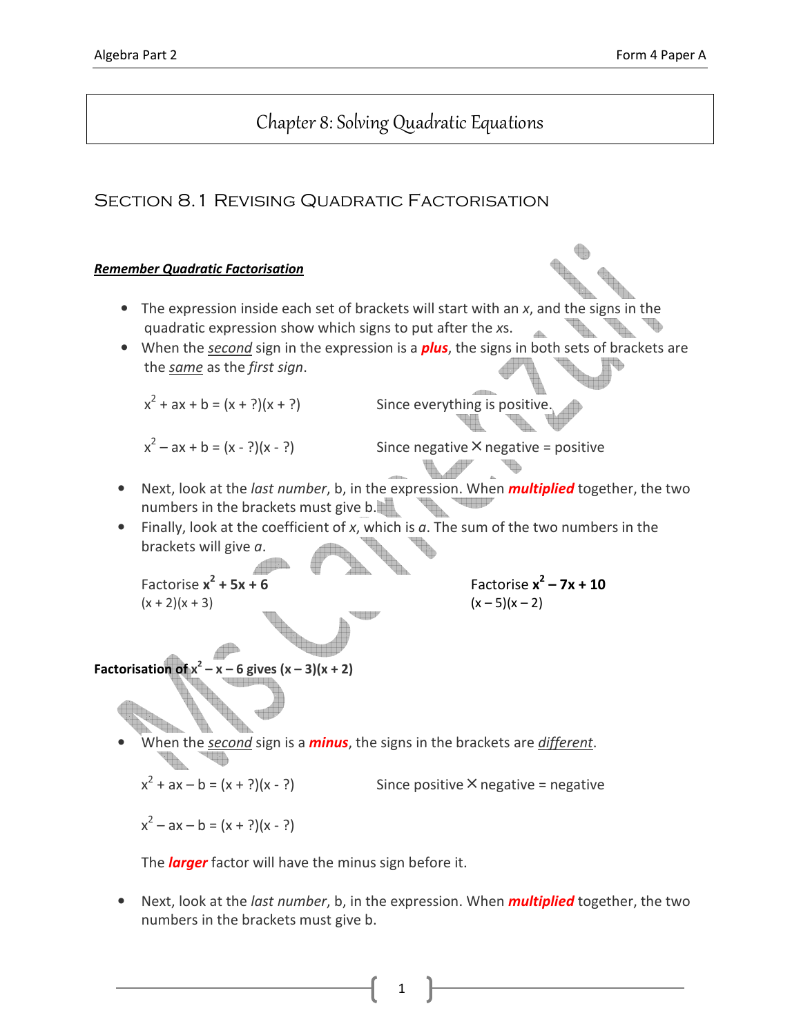# Chapter 8: Solving Quadratic Equations

## Section 8.1 Revising Quadratic Factorisation

***Remember Quadratic Factorisation***

- The expression inside each set of brackets will start with an $x$, and the signs in the quadratic expression show which signs to put after the $x$s.
- When the *second* sign in the expression is a ***plus***, the signs in both sets of brackets are the *same* as the *first sign*.

$x^2 + ax + b = (x + ?)(x + ?)$ Since everything is positive.

$x^2 - ax + b = (x - ?)(x - ?)$ Since negative × negative = positive

- Next, look at the *last number*, b, in the expression. When ***multiplied*** together, the two numbers in the brackets must give b.
- Finally, look at the coefficient of $x$, which is $a$. The sum of the two numbers in the brackets will give $a$.

Factorise $\mathbf{x^2 + 5x + 6}$
$(x + 2)(x + 3)$

Factorise $\mathbf{x^2 - 7x + 10}$
$(x - 5)(x - 2)$

**Factorisation of $x^2 - x - 6$ gives $(x - 3)(x + 2)$**

- When the *second* sign is a ***minus***, the signs in the brackets are *different*.

$x^2 + ax - b = (x + ?)(x - ?)$ Since positive × negative = negative

$x^2 - ax - b = (x + ?)(x - ?)$

The ***larger*** factor will have the minus sign before it.

- Next, look at the *last number*, b, in the expression. When ***multiplied*** together, the two numbers in the brackets must give b.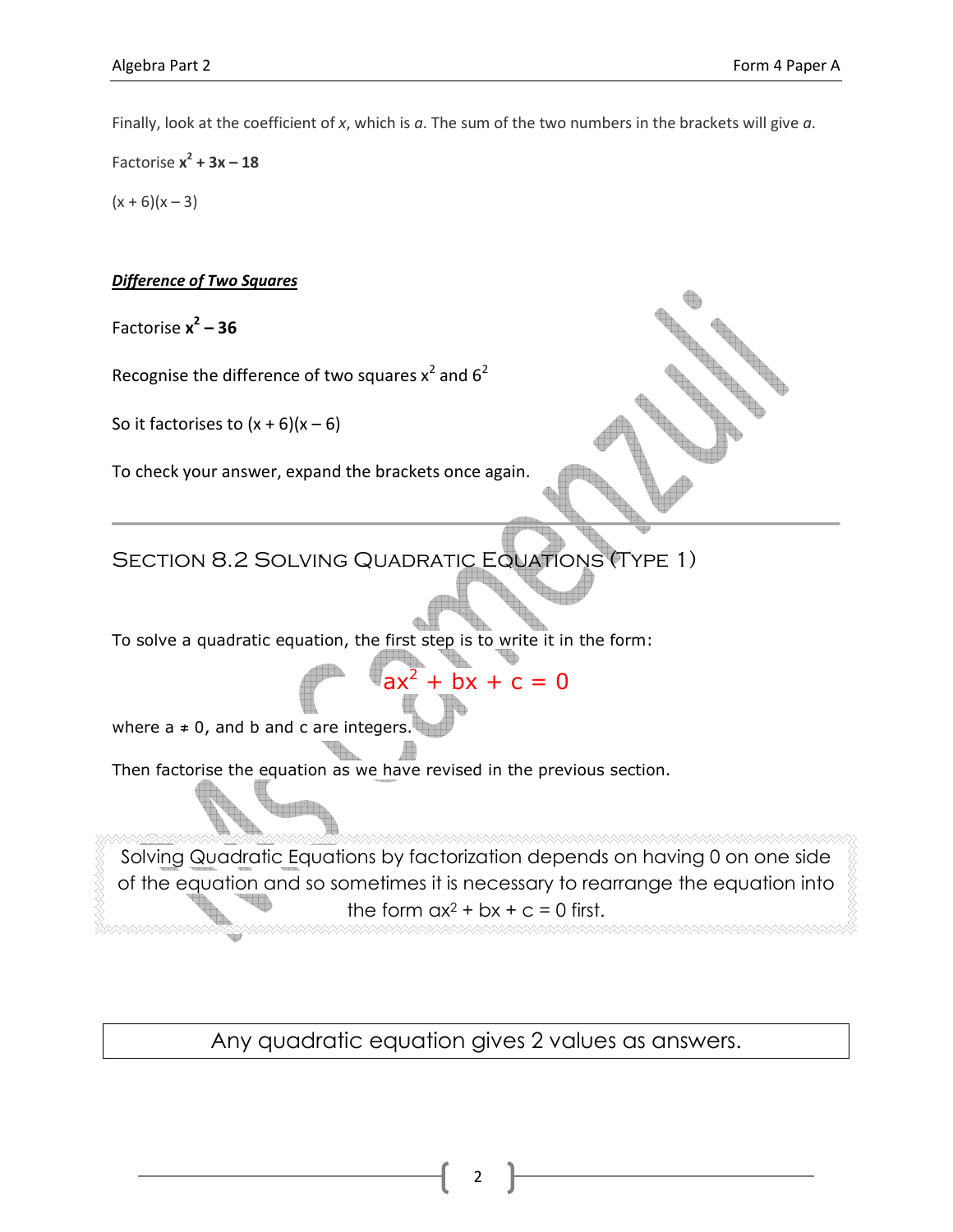Finally, look at the coefficient of $x$, which is $a$. The sum of the two numbers in the brackets will give $a$.

Factorise $\mathbf{x^2 + 3x - 18}$

$(x + 6)(x - 3)$

***Difference of Two Squares***

Factorise $\mathbf{x^2 - 36}$

Recognise the difference of two squares $x^2$ and $6^2$

So it factorises to $(x + 6)(x - 6)$

To check your answer, expand the brackets once again.

---

## Section 8.2 Solving Quadratic Equations (Type 1)

To solve a quadratic equation, the first step is to write it in the form:

$$ax^2 + bx + c = 0$$

where $a \neq 0$, and b and c are integers.

Then factorise the equation as we have revised in the previous section.

Solving Quadratic Equations by factorization depends on having 0 on one side of the equation and so sometimes it is necessary to rearrange the equation into the form $ax^2 + bx + c = 0$ first.

Any quadratic equation gives 2 values as answers.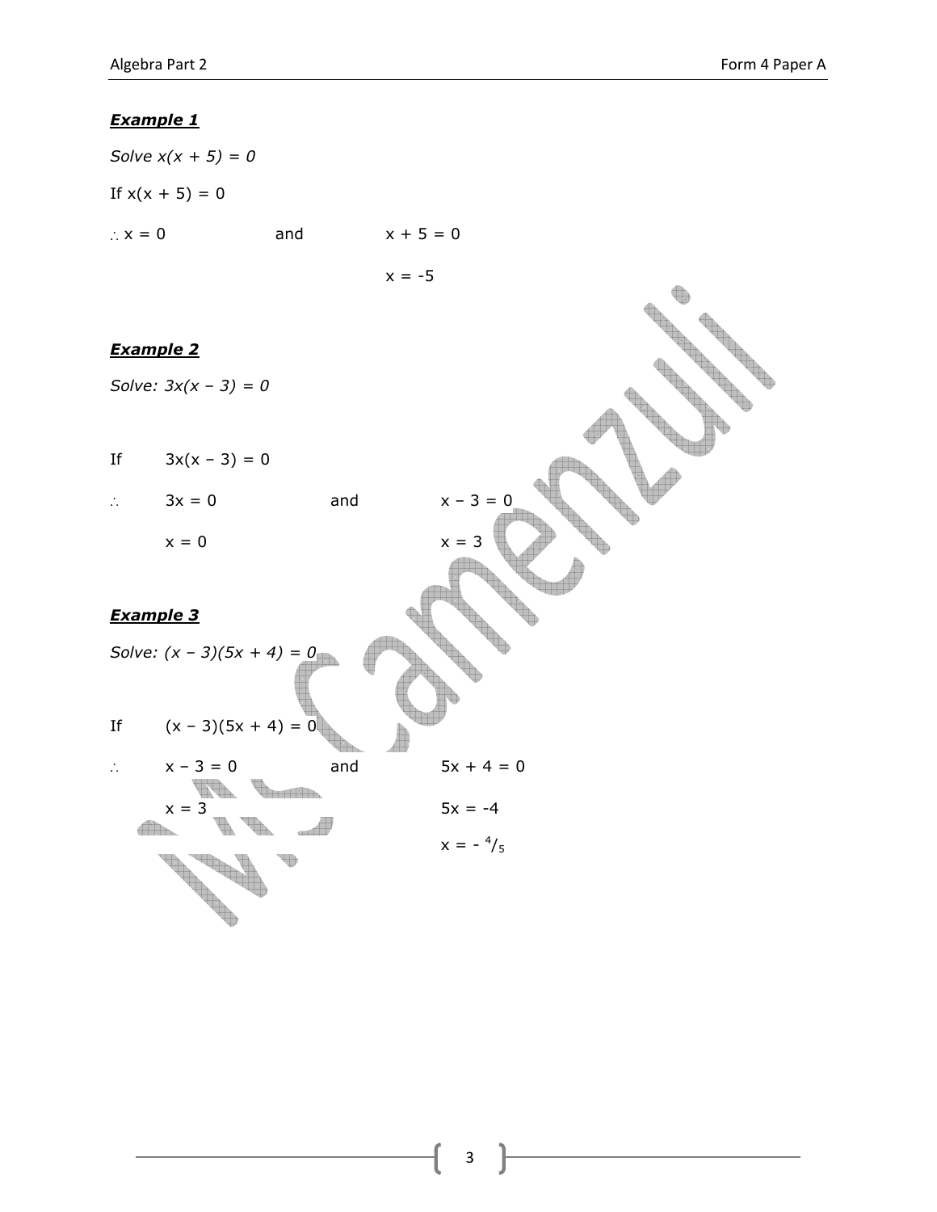***Example 1***

*Solve $x(x + 5) = 0$*

If $x(x + 5) = 0$

$\therefore x = 0$ and $x + 5 = 0$

$x = -5$

***Example 2***

*Solve: $3x(x - 3) = 0$*

If $3x(x - 3) = 0$

$\therefore$ $3x = 0$ and $x - 3 = 0$

$x = 0$ $x = 3$

***Example 3***

*Solve: $(x - 3)(5x + 4) = 0$*

If $(x - 3)(5x + 4) = 0$

$\therefore$ $x - 3 = 0$ and $5x + 4 = 0$

$x = 3$ $5x = -4$

$x = -{}^{4}/_{5}$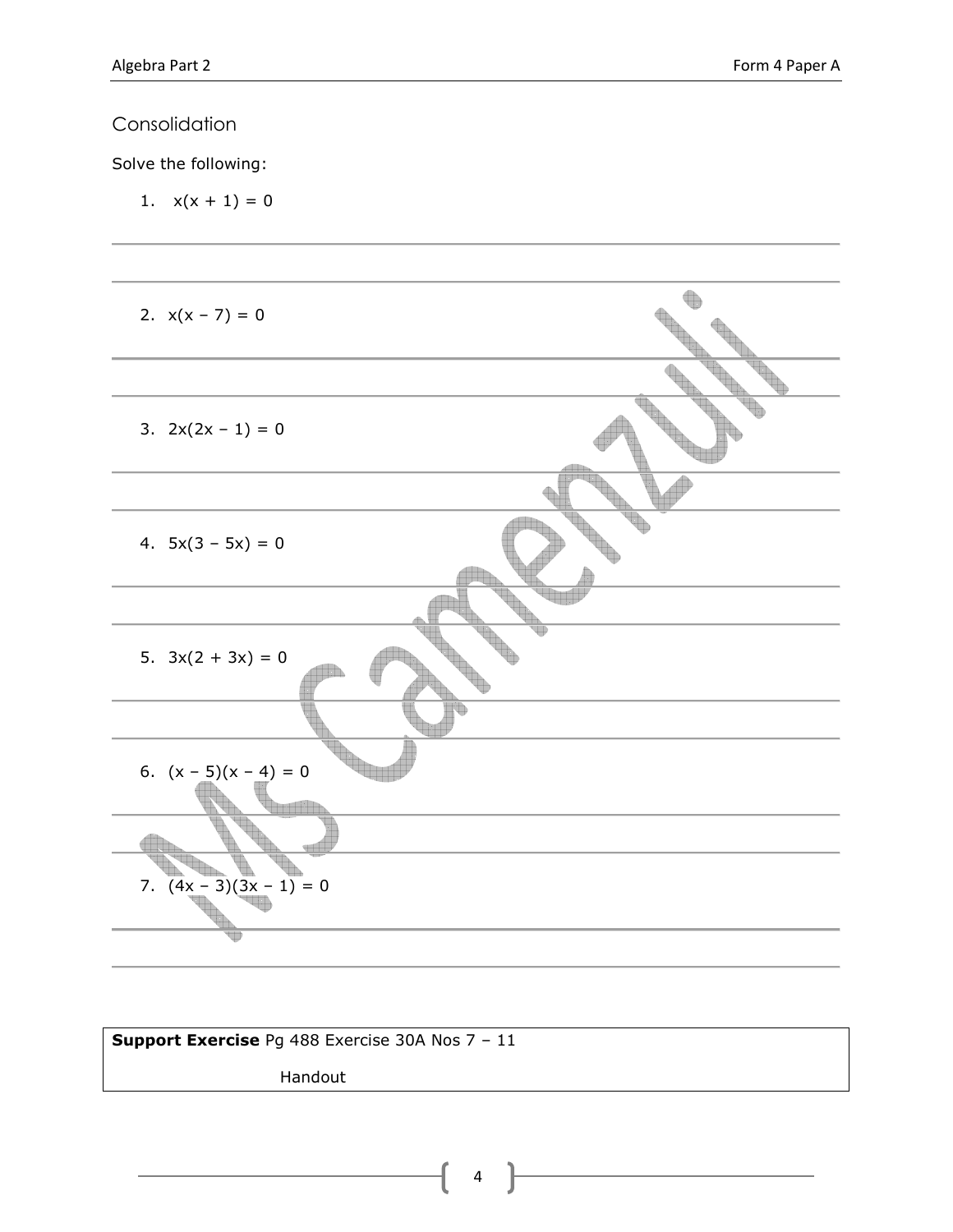## Consolidation

Solve the following:

1. $x(x + 1) = 0$

2. $x(x - 7) = 0$

3. $2x(2x - 1) = 0$

4. $5x(3 - 5x) = 0$

5. $3x(2 + 3x) = 0$

6. $(x - 5)(x - 4) = 0$

7. $(4x - 3)(3x - 1) = 0$

**Support Exercise** Pg 488 Exercise 30A Nos 7 – 11

Handout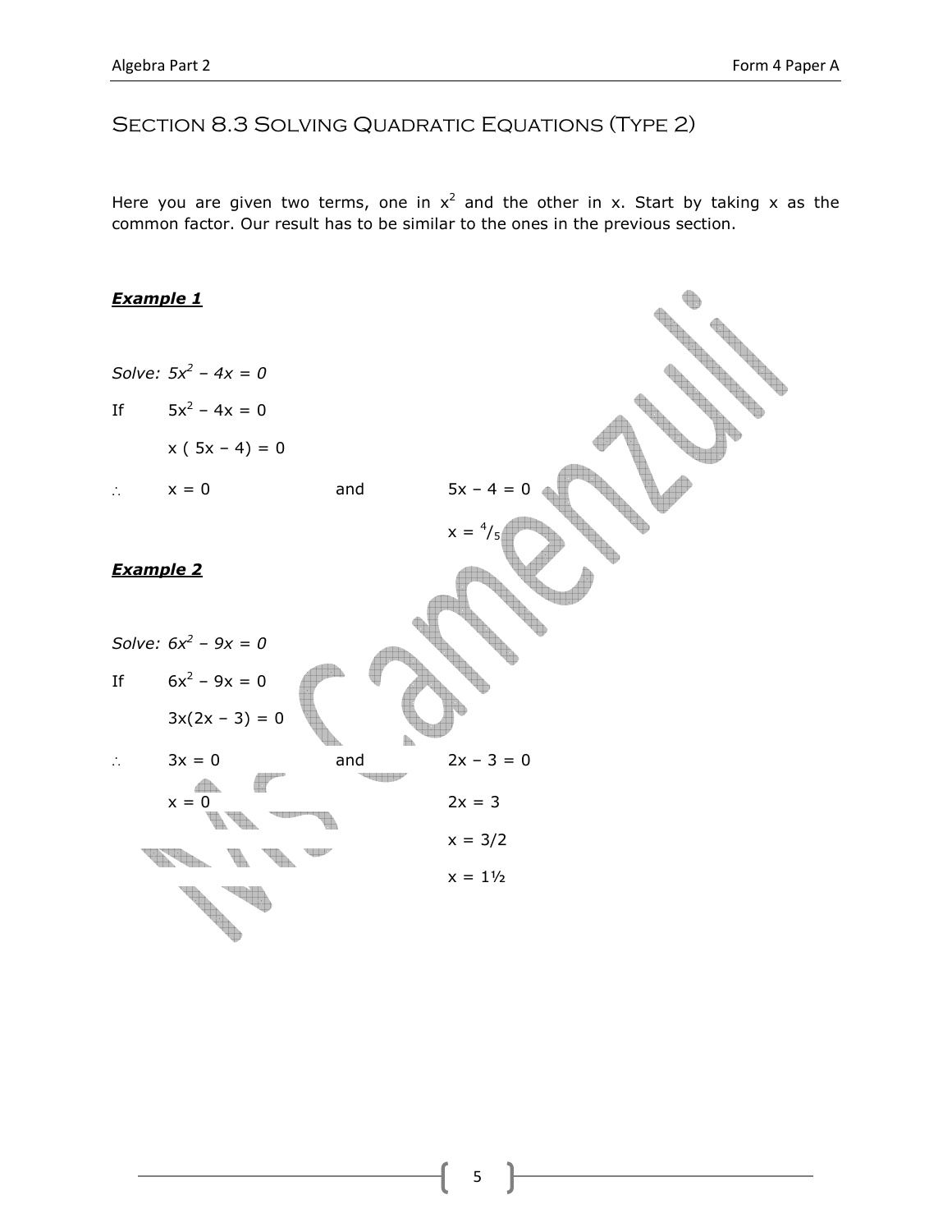## Section 8.3 Solving Quadratic Equations (Type 2)

Here you are given two terms, one in $x^2$ and the other in x. Start by taking x as the common factor. Our result has to be similar to the ones in the previous section.

***Example 1***

*Solve:* $5x^2 - 4x = 0$

If $5x^2 - 4x = 0$

$x(5x - 4) = 0$

$\therefore$ $x = 0$ and $5x - 4 = 0$

$x = \frac{4}{5}$

***Example 2***

*Solve:* $6x^2 - 9x = 0$

If $6x^2 - 9x = 0$

$3x(2x - 3) = 0$

$\therefore$ $3x = 0$ and $2x - 3 = 0$

$x = 0$ $2x = 3$

$x = 3/2$

$x = 1\frac{1}{2}$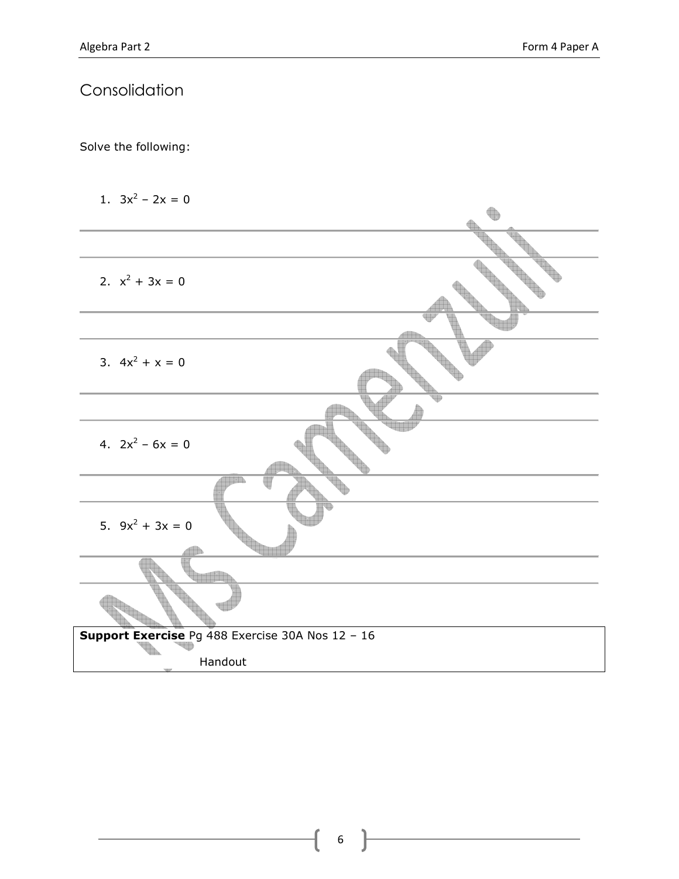## Consolidation

Solve the following:

1. $3x^2 - 2x = 0$

2. $x^2 + 3x = 0$

3. $4x^2 + x = 0$

4. $2x^2 - 6x = 0$

5. $9x^2 + 3x = 0$

**Support Exercise** Pg 488 Exercise 30A Nos 12 – 16

Handout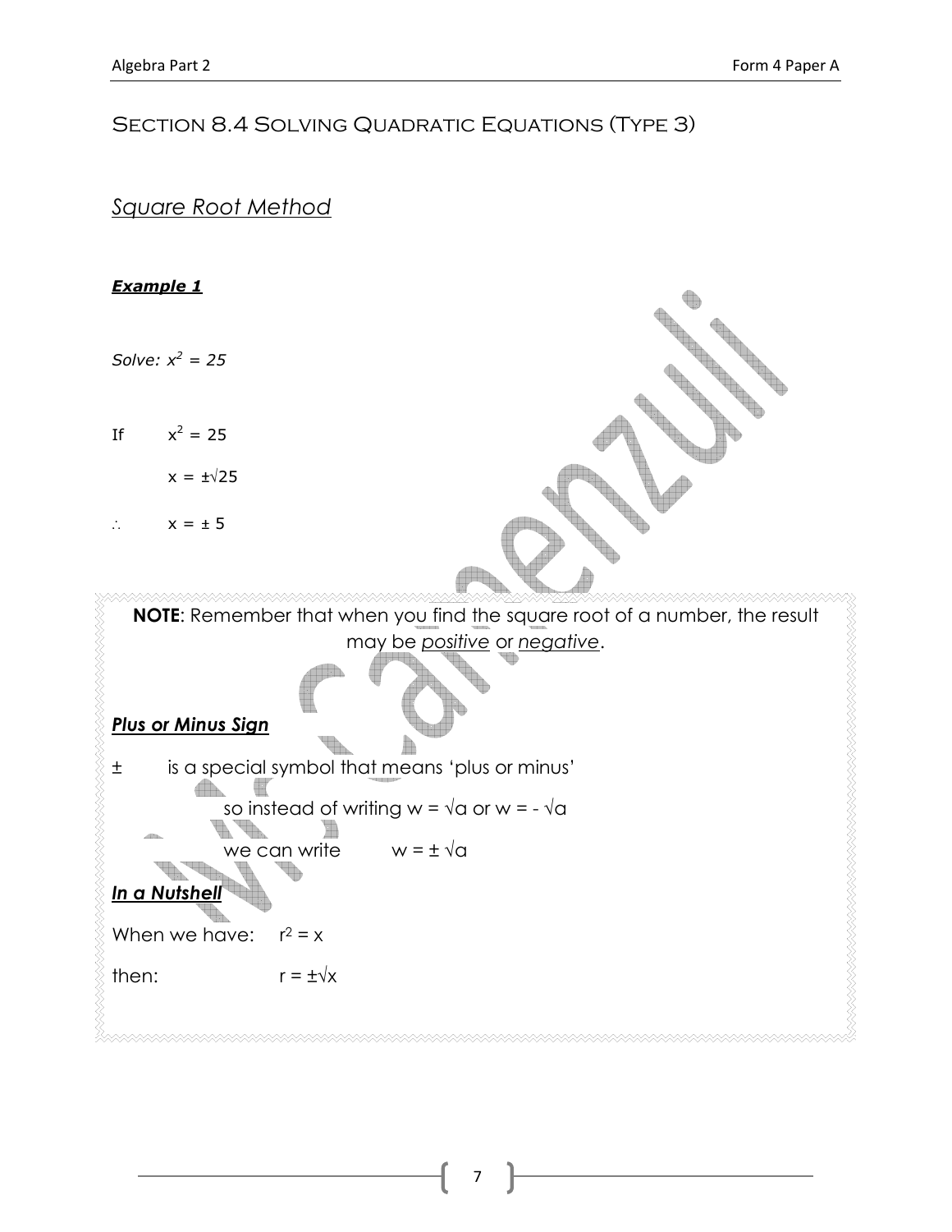## Section 8.4 Solving Quadratic Equations (Type 3)

### *Square Root Method*

***Example 1***

*Solve: $x^2 = 25$*

If $x^2 = 25$

$x = \pm\sqrt{25}$

$\therefore$ $x = \pm 5$

**NOTE**: Remember that when you find the square root of a number, the result may be *positive* or *negative*.

***Plus or Minus Sign***

$\pm$ is a special symbol that means 'plus or minus'

so instead of writing $w = \sqrt{a}$ or $w = -\sqrt{a}$

we can write $w = \pm\sqrt{a}$

***In a Nutshell***

When we have: $r^2 = x$

then: $r = \pm\sqrt{x}$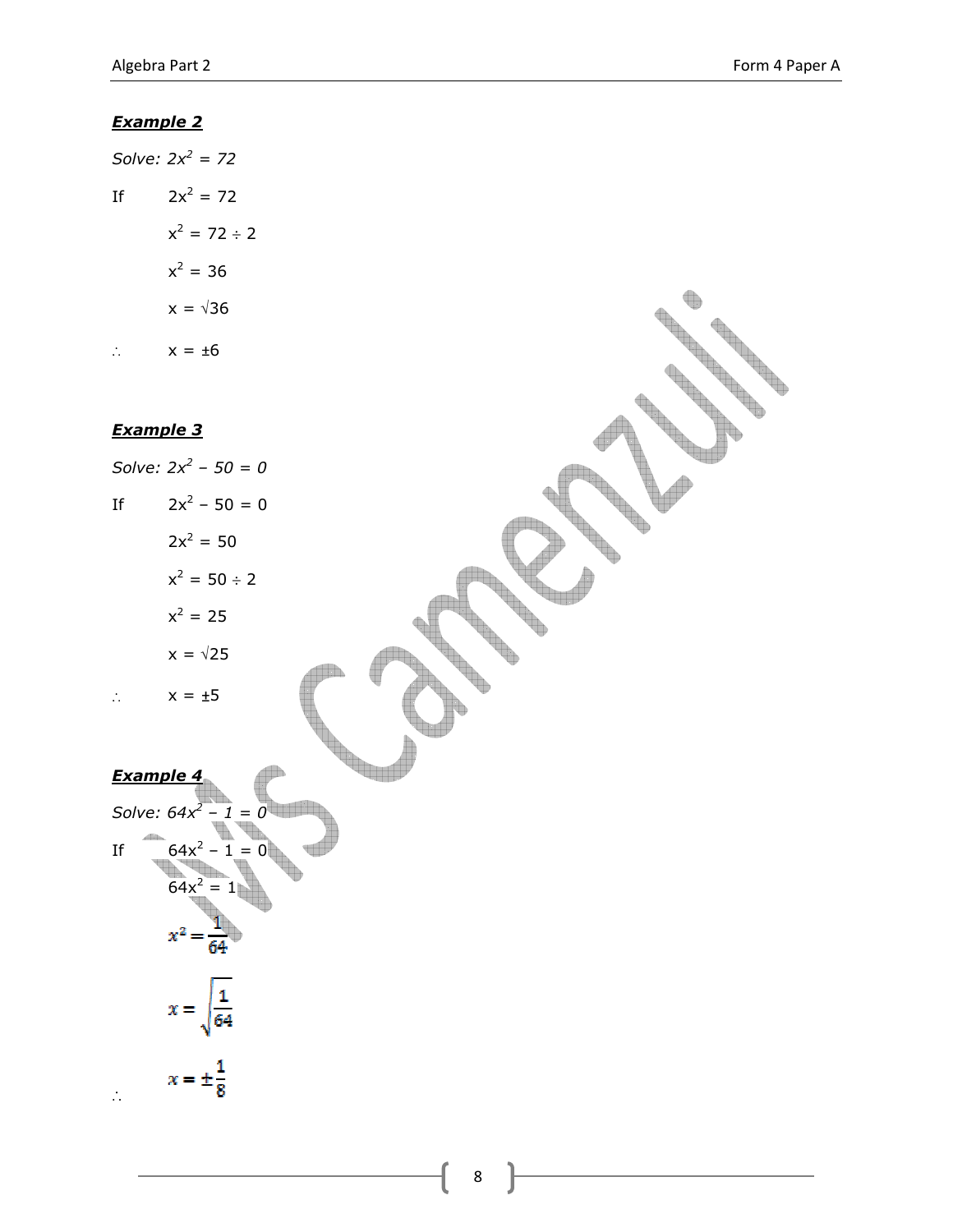***Example 2***

*Solve: $2x^2 = 72$*

If $\quad 2x^2 = 72$

$x^2 = 72 \div 2$

$x^2 = 36$

$x = \sqrt{36}$

$\therefore \quad x = \pm 6$

***Example 3***

*Solve: $2x^2 - 50 = 0$*

If $\quad 2x^2 - 50 = 0$

$2x^2 = 50$

$x^2 = 50 \div 2$

$x^2 = 25$

$x = \sqrt{25}$

$\therefore \quad x = \pm 5$

***Example 4***

*Solve: $64x^2 - 1 = 0$*

If $\quad 64x^2 - 1 = 0$

$64x^2 = 1$

$$x^2 = \frac{1}{64}$$

$$x = \sqrt{\frac{1}{64}}$$

$$\therefore \quad x = \pm\frac{1}{8}$$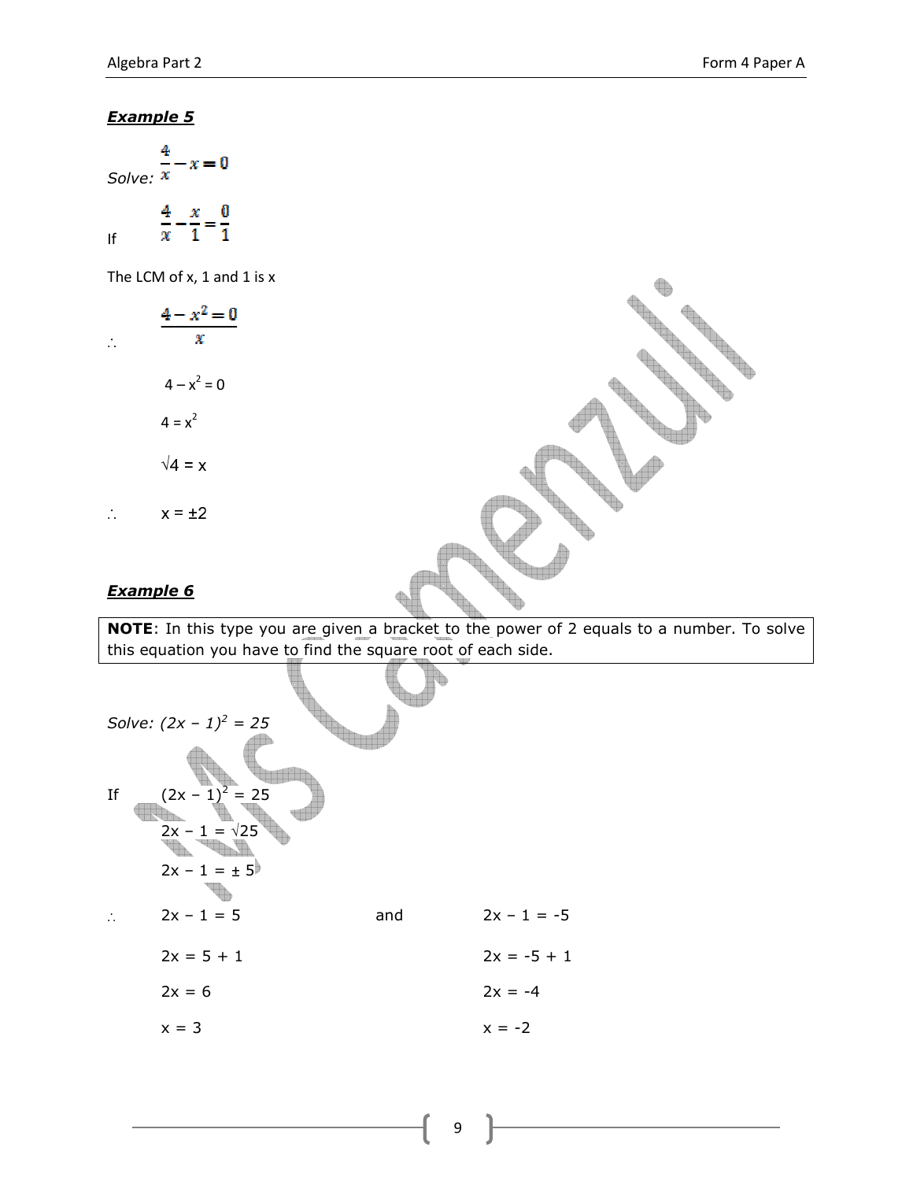***Example 5***

*Solve:* $\frac{4}{x} - x = 0$

If $\frac{4}{x} - \frac{x}{1} = \frac{0}{1}$

The LCM of x, 1 and 1 is x

$\therefore$ $\frac{4 - x^2 = 0}{x}$

$4 - x^2 = 0$

$4 = x^2$

$\sqrt{4} = x$

$\therefore$ $x = \pm 2$

***Example 6***

**NOTE**: In this type you are given a bracket to the power of 2 equals to a number. To solve this equation you have to find the square root of each side.

*Solve:* $(2x - 1)^2 = 25$

If $(2x - 1)^2 = 25$

$2x - 1 = \sqrt{25}$

$2x - 1 = \pm 5$

$\therefore$ $2x - 1 = 5$ and $2x - 1 = -5$

$2x = 5 + 1$ &nbsp;&nbsp;&nbsp;&nbsp; $2x = -5 + 1$

$2x = 6$ &nbsp;&nbsp;&nbsp;&nbsp; $2x = -4$

$x = 3$ &nbsp;&nbsp;&nbsp;&nbsp; $x = -2$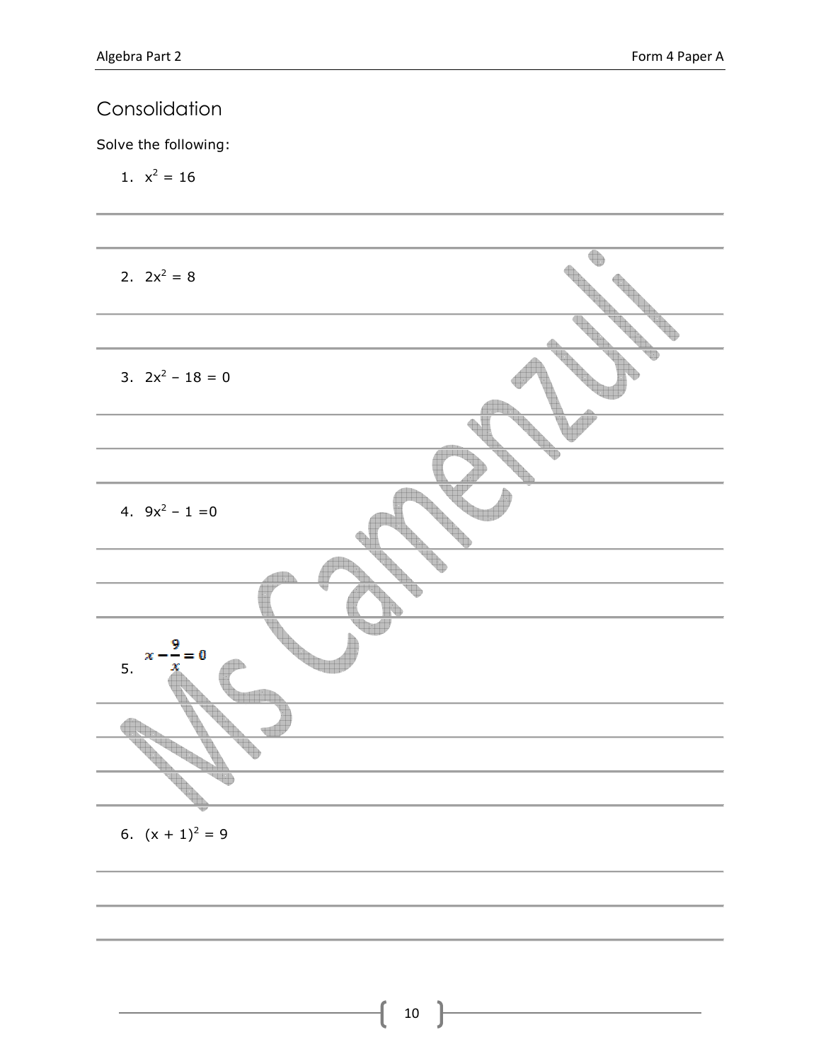## Consolidation

Solve the following:

1. $x^2 = 16$

2. $2x^2 = 8$

3. $2x^2 - 18 = 0$

4. $9x^2 - 1 = 0$

5. $x - \frac{9}{x} = 0$

6. $(x + 1)^2 = 9$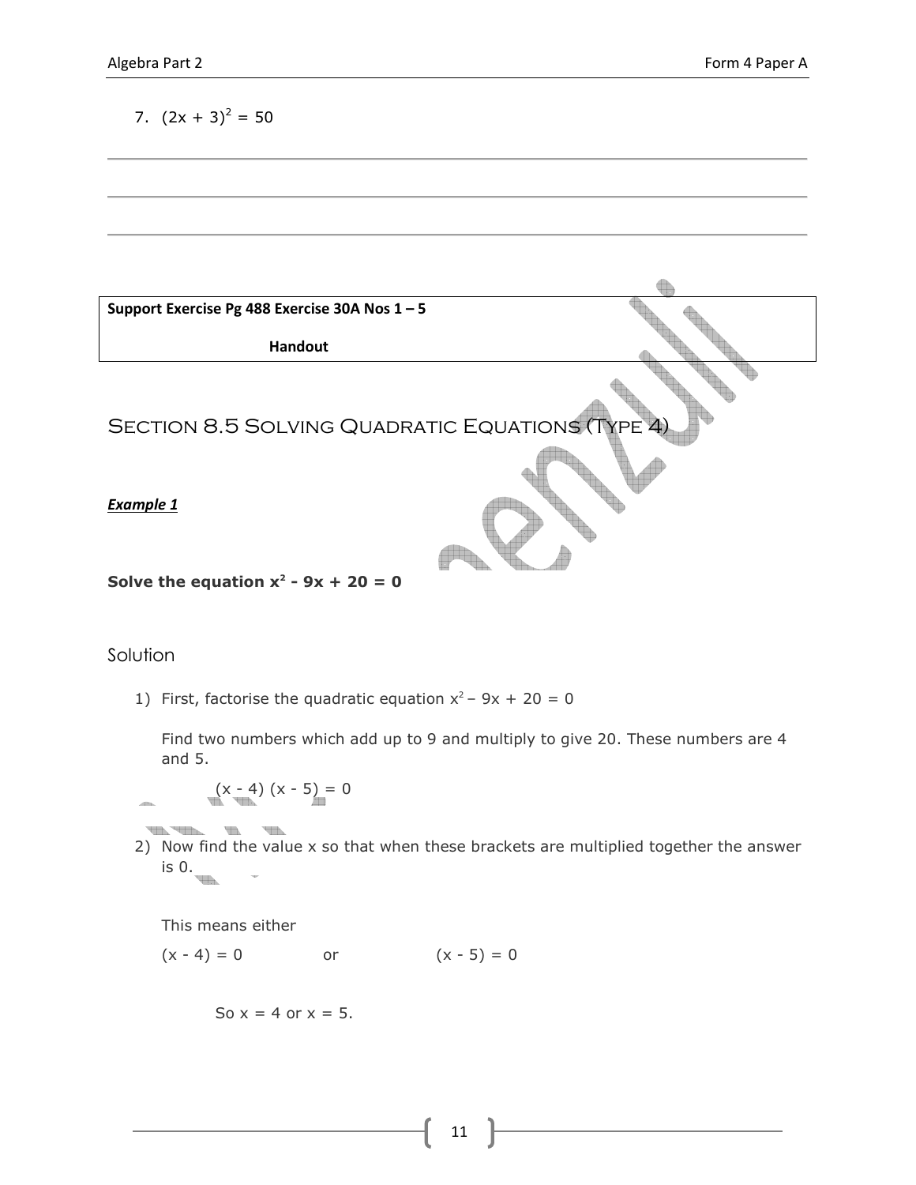7. $(2x + 3)^2 = 50$

| **Support Exercise Pg 488 Exercise 30A Nos 1 – 5** |
| --- |
| **Handout** |

## Section 8.5 Solving Quadratic Equations (Type 4)

***Example 1***

**Solve the equation $x^2 - 9x + 20 = 0$**

### Solution

1) First, factorise the quadratic equation $x^2 - 9x + 20 = 0$

   Find two numbers which add up to 9 and multiply to give 20. These numbers are 4 and 5.

   $(x - 4)(x - 5) = 0$

2) Now find the value x so that when these brackets are multiplied together the answer is 0.

   This means either

   $(x - 4) = 0$ or $(x - 5) = 0$

   So $x = 4$ or $x = 5$.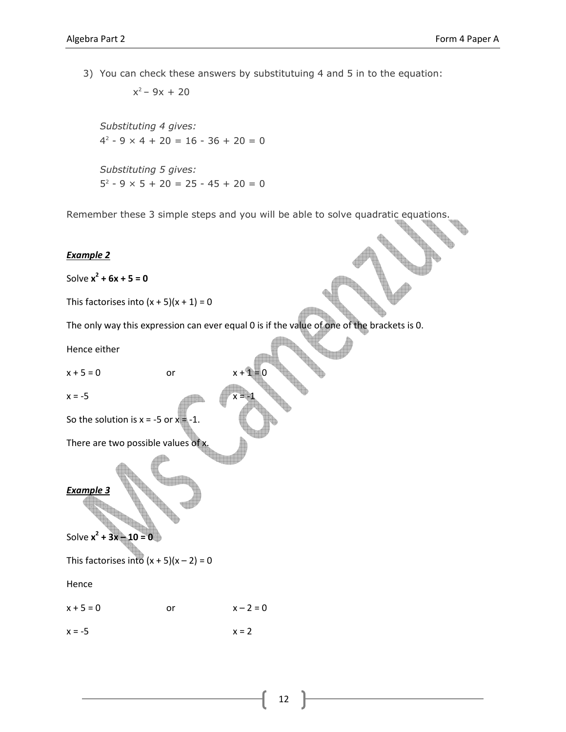3) You can check these answers by substitutuing 4 and 5 in to the equation:

   $x^2 - 9x + 20$

   *Substituting 4 gives:*
   $4^2 - 9 \times 4 + 20 = 16 - 36 + 20 = 0$

   *Substituting 5 gives:*
   $5^2 - 9 \times 5 + 20 = 25 - 45 + 20 = 0$

Remember these 3 simple steps and you will be able to solve quadratic equations.

***Example 2***

Solve $\mathbf{x^2 + 6x + 5 = 0}$

This factorises into $(x + 5)(x + 1) = 0$

The only way this expression can ever equal 0 is if the value of one of the brackets is 0.

Hence either

$x + 5 = 0$ or $x + 1 = 0$

$x = -5$ $x = -1$

So the solution is $x = -5$ or $x = -1$.

There are two possible values of x.

***Example 3***

Solve $\mathbf{x^2 + 3x - 10 = 0}$

This factorises into $(x + 5)(x - 2) = 0$

Hence

$x + 5 = 0$ or $x - 2 = 0$

$x = -5$ $x = 2$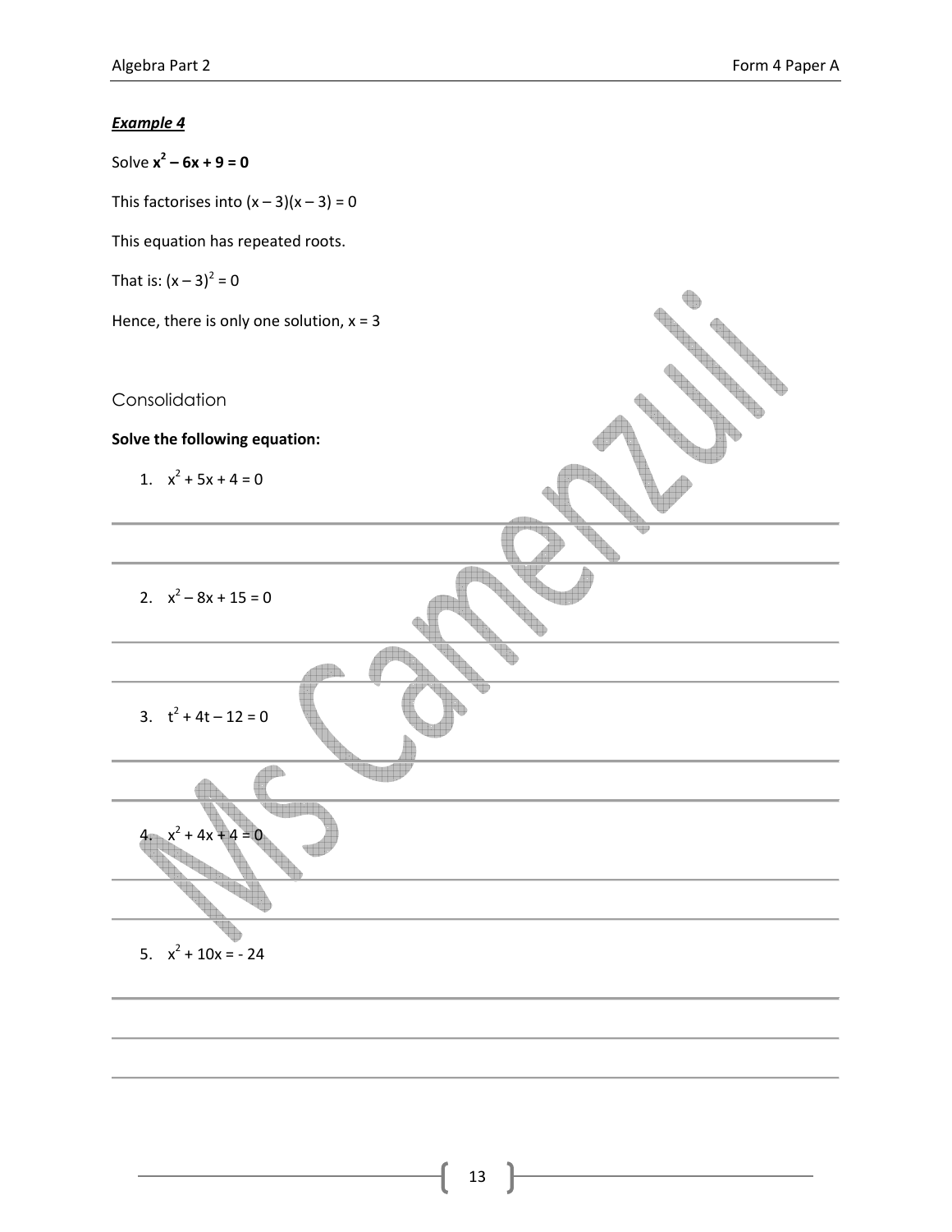***Example 4***

Solve $\mathbf{x^2 - 6x + 9 = 0}$

This factorises into $(x - 3)(x - 3) = 0$

This equation has repeated roots.

That is: $(x - 3)^2 = 0$

Hence, there is only one solution, $x = 3$

## Consolidation

**Solve the following equation:**

1. $x^2 + 5x + 4 = 0$

2. $x^2 - 8x + 15 = 0$

3. $t^2 + 4t - 12 = 0$

4. $x^2 + 4x + 4 = 0$

5. $x^2 + 10x = -24$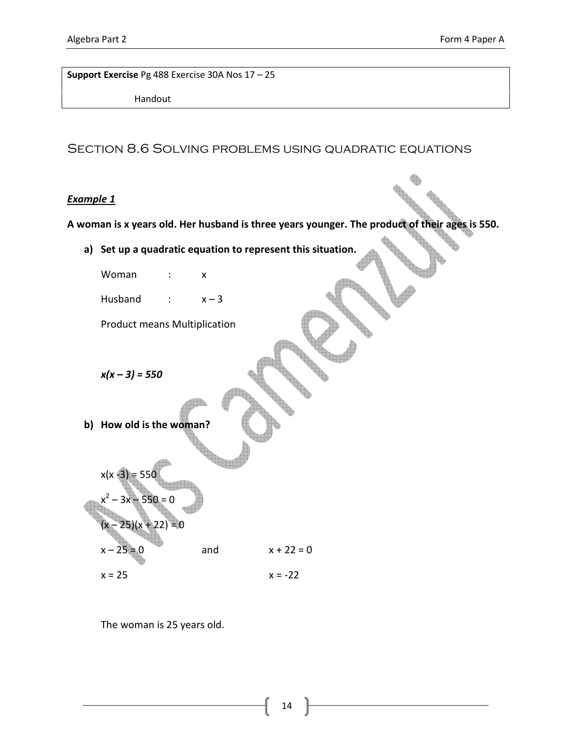**Support Exercise** Pg 488 Exercise 30A Nos 17 – 25

Handout

## Section 8.6 Solving problems using quadratic equations

***Example 1***

**A woman is x years old. Her husband is three years younger. The product of their ages is 550.**

**a) Set up a quadratic equation to represent this situation.**

Woman : $x$

Husband : $x - 3$

Product means Multiplication

$x(x - 3) = 550$

**b) How old is the woman?**

$x(x - 3) = 550$

$x^2 - 3x - 550 = 0$

$(x - 25)(x + 22) = 0$

$x - 25 = 0$ and $x + 22 = 0$

$x = 25$ $x = -22$

The woman is 25 years old.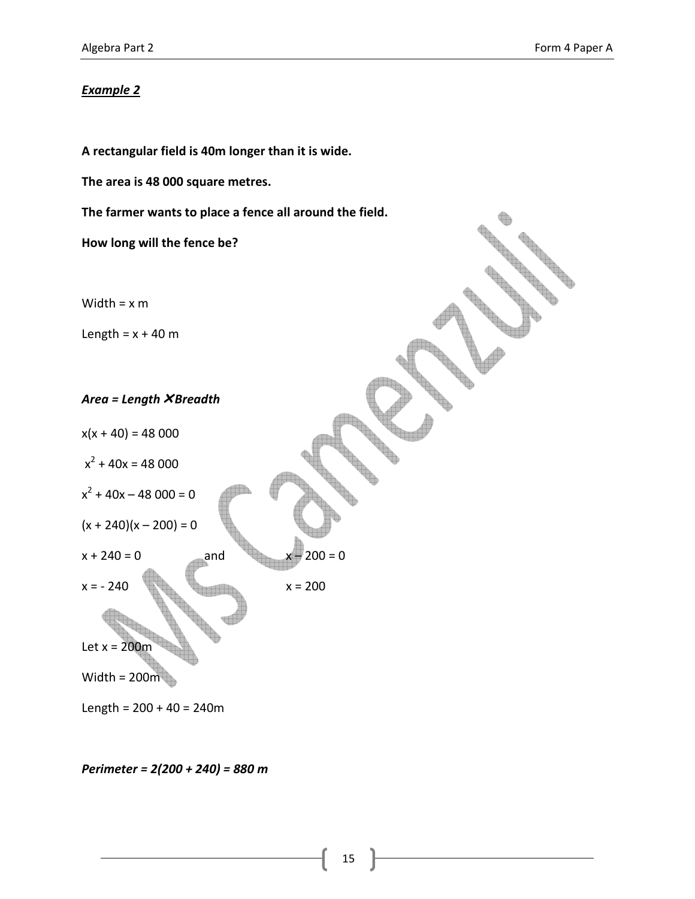***Example 2***

**A rectangular field is 40m longer than it is wide.**

**The area is 48 000 square metres.**

**The farmer wants to place a fence all around the field.**

**How long will the fence be?**

Width = x m

Length = x + 40 m

***Area = Length ✕ Breadth***

$x(x + 40) = 48\,000$

$x^2 + 40x = 48\,000$

$x^2 + 40x - 48\,000 = 0$

$(x + 240)(x - 200) = 0$

$x + 240 = 0$ and $x - 200 = 0$

$x = -240$ $x = 200$

Let x = 200m

Width = 200m

Length = 200 + 40 = 240m

***Perimeter = 2(200 + 240) = 880 m***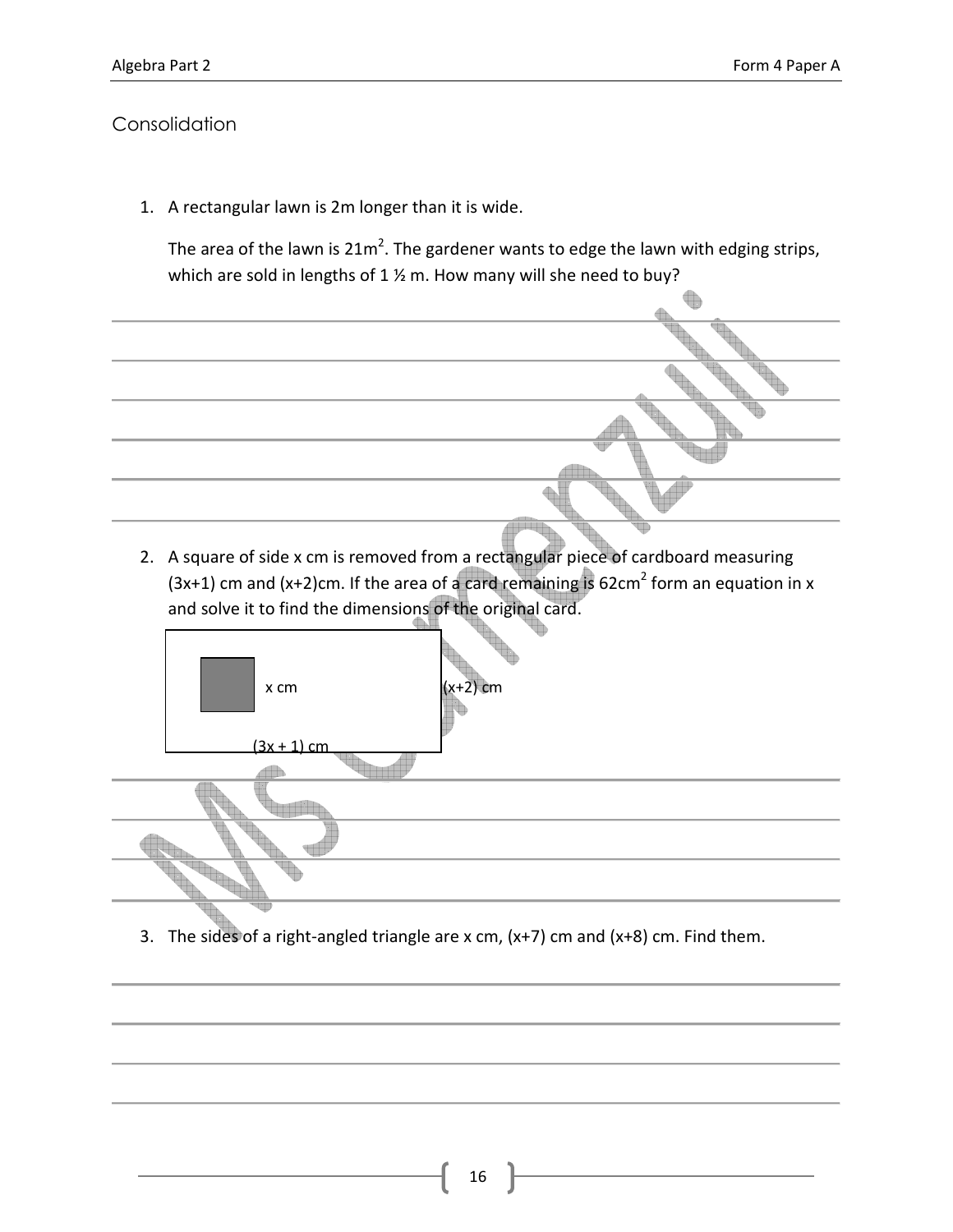## Consolidation

1. A rectangular lawn is 2m longer than it is wide.

   The area of the lawn is $21m^2$. The gardener wants to edge the lawn with edging strips, which are sold in lengths of 1 ½ m. How many will she need to buy?

2. A square of side x cm is removed from a rectangular piece of cardboard measuring $(3x+1)$ cm and $(x+2)$cm. If the area of a card remaining is $62cm^2$ form an equation in x and solve it to find the dimensions of the original card.

   x cm

   $(x+2)$ cm

   $(3x + 1)$ cm

3. The sides of a right-angled triangle are x cm, $(x+7)$ cm and $(x+8)$ cm. Find them.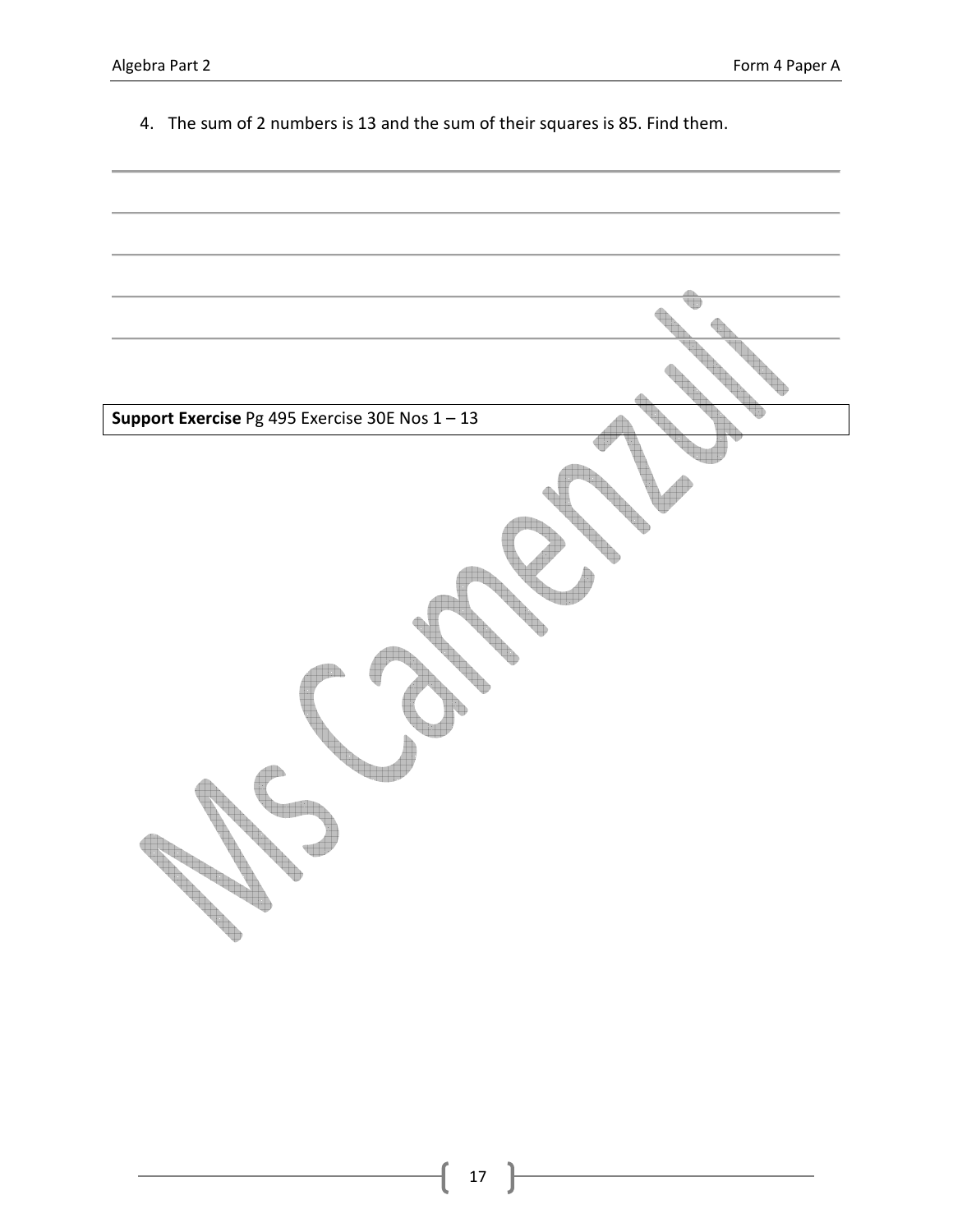4. The sum of 2 numbers is 13 and the sum of their squares is 85. Find them.

| |
|---|
| **Support Exercise** Pg 495 Exercise 30E Nos 1 – 13 |